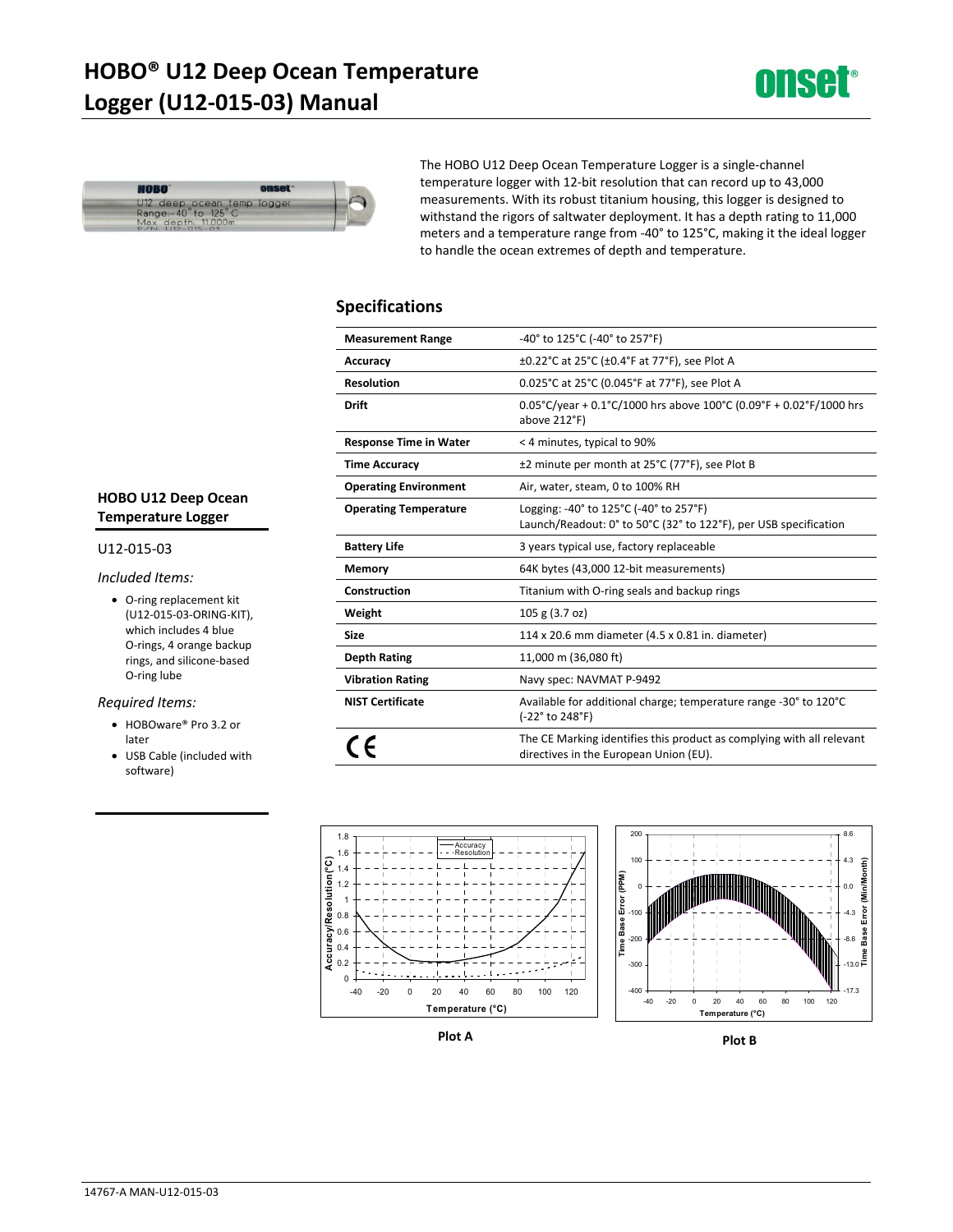# HOBO® U12 Deep Ocean Temperature Logger (U12-015-03) Manual

The HOBO U12 Deep Ocean Temperature Logger is a single-channel temperature logger with 12-bit resolution that can record up to 43,000 measurements. With its robust titanium housing, this logger is designed to withstand the rigors of saltwater deployment. It has a depth rating to 11,000 meters and a temperature range from -40° to 125°C, making it the ideal logger to handle the ocean extremes of depth and temperature.

## HOBO U12 Deep Ocean Temperature Logger

U12-015-03

*Included Items:*

- O-ring replacement kit (U12-015-03-ORING-KIT), which includes 4 blue O-rings, 4 orange backup rings, and silicone-based O-ring lube

*Required Items:*

- HOBOware® Pro 3.2 or later
- USB Cable (included with software)

## Specifications

| | |
|---|---|
| **Measurement Range** | -40° to 125°C (-40° to 257°F) |
| **Accuracy** | ±0.22°C at 25°C (±0.4°F at 77°F), see Plot A |
| **Resolution** | 0.025°C at 25°C (0.045°F at 77°F), see Plot A |
| **Drift** | 0.05°C/year + 0.1°C/1000 hrs above 100°C (0.09°F + 0.02°F/1000 hrs above 212°F) |
| **Response Time in Water** | < 4 minutes, typical to 90% |
| **Time Accuracy** | ±2 minute per month at 25°C (77°F), see Plot B |
| **Operating Environment** | Air, water, steam, 0 to 100% RH |
| **Operating Temperature** | Logging: -40° to 125°C (-40° to 257°F)<br>Launch/Readout: 0° to 50°C (32° to 122°F), per USB specification |
| **Battery Life** | 3 years typical use, factory replaceable |
| **Memory** | 64K bytes (43,000 12-bit measurements) |
| **Construction** | Titanium with O-ring seals and backup rings |
| **Weight** | 105 g (3.7 oz) |
| **Size** | 114 x 20.6 mm diameter (4.5 x 0.81 in. diameter) |
| **Depth Rating** | 11,000 m (36,080 ft) |
| **Vibration Rating** | Navy spec: NAVMAT P-9492 |
| **NIST Certificate** | Available for additional charge; temperature range -30° to 120°C (-22° to 248°F) |
| CE | The CE Marking identifies this product as complying with all relevant directives in the European Union (EU). |

Plot A

Plot B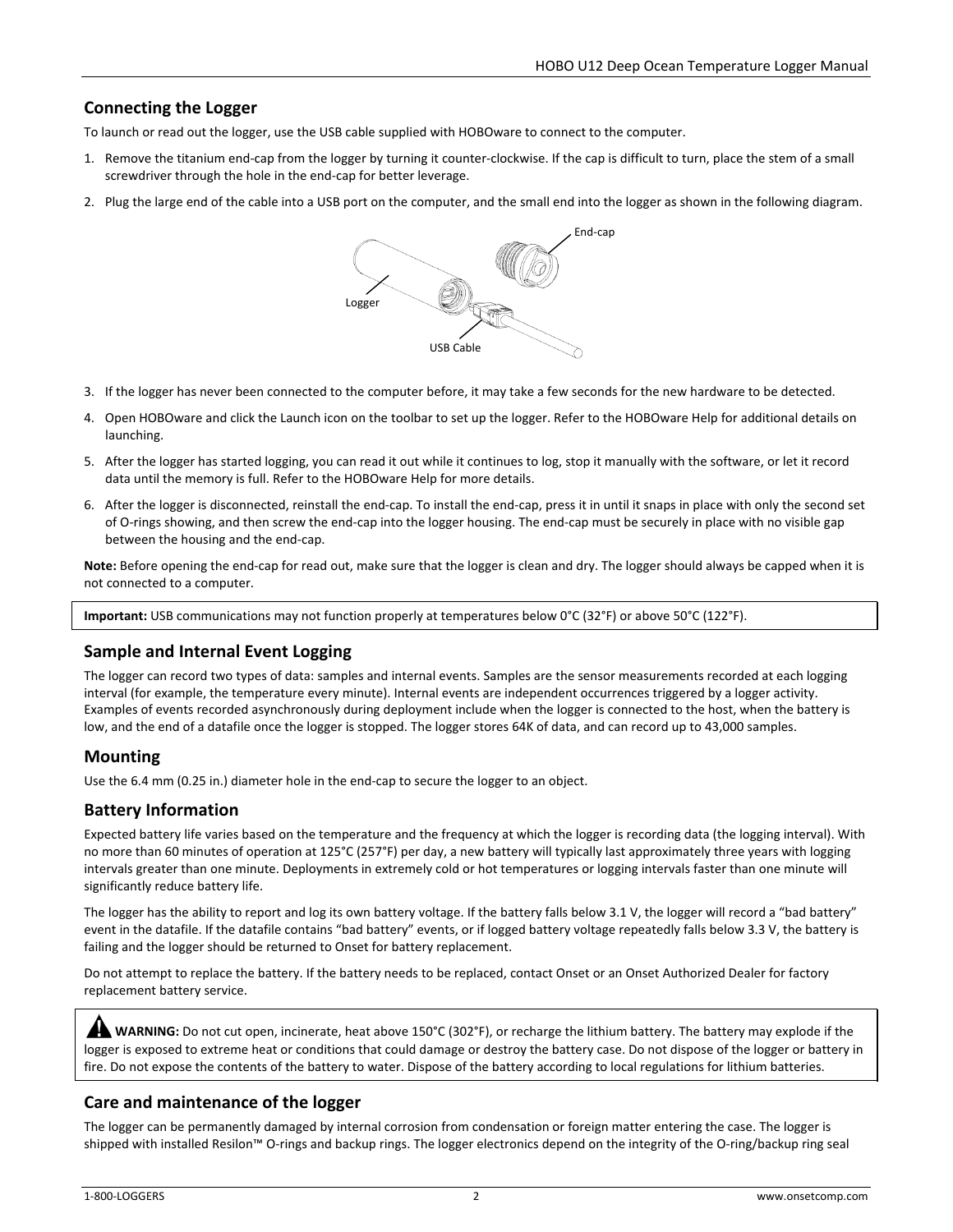## Connecting the Logger

To launch or read out the logger, use the USB cable supplied with HOBOware to connect to the computer.

1. Remove the titanium end-cap from the logger by turning it counter-clockwise. If the cap is difficult to turn, place the stem of a small screwdriver through the hole in the end-cap for better leverage.
2. Plug the large end of the cable into a USB port on the computer, and the small end into the logger as shown in the following diagram.

End-cap

Logger

USB Cable

3. If the logger has never been connected to the computer before, it may take a few seconds for the new hardware to be detected.
4. Open HOBOware and click the Launch icon on the toolbar to set up the logger. Refer to the HOBOware Help for additional details on launching.
5. After the logger has started logging, you can read it out while it continues to log, stop it manually with the software, or let it record data until the memory is full. Refer to the HOBOware Help for more details.
6. After the logger is disconnected, reinstall the end-cap. To install the end-cap, press it in until it snaps in place with only the second set of O-rings showing, and then screw the end-cap into the logger housing. The end-cap must be securely in place with no visible gap between the housing and the end-cap.

**Note:** Before opening the end-cap for read out, make sure that the logger is clean and dry. The logger should always be capped when it is not connected to a computer.

**Important:** USB communications may not function properly at temperatures below 0°C (32°F) or above 50°C (122°F).

## Sample and Internal Event Logging

The logger can record two types of data: samples and internal events. Samples are the sensor measurements recorded at each logging interval (for example, the temperature every minute). Internal events are independent occurrences triggered by a logger activity. Examples of events recorded asynchronously during deployment include when the logger is connected to the host, when the battery is low, and the end of a datafile once the logger is stopped. The logger stores 64K of data, and can record up to 43,000 samples.

## Mounting

Use the 6.4 mm (0.25 in.) diameter hole in the end-cap to secure the logger to an object.

## Battery Information

Expected battery life varies based on the temperature and the frequency at which the logger is recording data (the logging interval). With no more than 60 minutes of operation at 125°C (257°F) per day, a new battery will typically last approximately three years with logging intervals greater than one minute. Deployments in extremely cold or hot temperatures or logging intervals faster than one minute will significantly reduce battery life.

The logger has the ability to report and log its own battery voltage. If the battery falls below 3.1 V, the logger will record a "bad battery" event in the datafile. If the datafile contains "bad battery" events, or if logged battery voltage repeatedly falls below 3.3 V, the battery is failing and the logger should be returned to Onset for battery replacement.

Do not attempt to replace the battery. If the battery needs to be replaced, contact Onset or an Onset Authorized Dealer for factory replacement battery service.

**WARNING:** Do not cut open, incinerate, heat above 150°C (302°F), or recharge the lithium battery. The battery may explode if the logger is exposed to extreme heat or conditions that could damage or destroy the battery case. Do not dispose of the logger or battery in fire. Do not expose the contents of the battery to water. Dispose of the battery according to local regulations for lithium batteries.

## Care and maintenance of the logger

The logger can be permanently damaged by internal corrosion from condensation or foreign matter entering the case. The logger is shipped with installed Resilon™ O-rings and backup rings. The logger electronics depend on the integrity of the O-ring/backup ring seal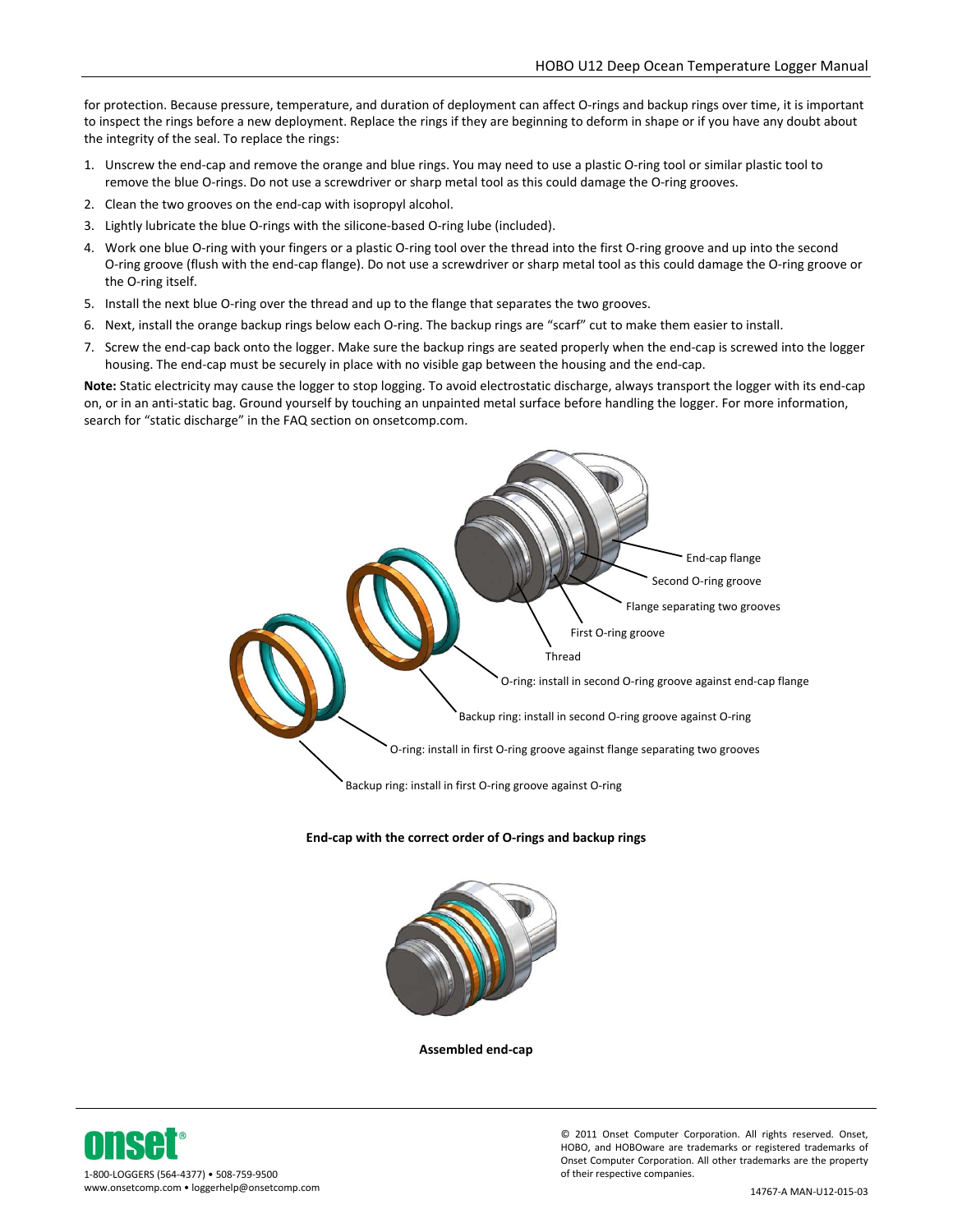for protection. Because pressure, temperature, and duration of deployment can affect O-rings and backup rings over time, it is important to inspect the rings before a new deployment. Replace the rings if they are beginning to deform in shape or if you have any doubt about the integrity of the seal. To replace the rings:

1. Unscrew the end-cap and remove the orange and blue rings. You may need to use a plastic O-ring tool or similar plastic tool to remove the blue O-rings. Do not use a screwdriver or sharp metal tool as this could damage the O-ring grooves.
2. Clean the two grooves on the end-cap with isopropyl alcohol.
3. Lightly lubricate the blue O-rings with the silicone-based O-ring lube (included).
4. Work one blue O-ring with your fingers or a plastic O-ring tool over the thread into the first O-ring groove and up into the second O-ring groove (flush with the end-cap flange). Do not use a screwdriver or sharp metal tool as this could damage the O-ring groove or the O-ring itself.
5. Install the next blue O-ring over the thread and up to the flange that separates the two grooves.
6. Next, install the orange backup rings below each O-ring. The backup rings are "scarf" cut to make them easier to install.
7. Screw the end-cap back onto the logger. Make sure the backup rings are seated properly when the end-cap is screwed into the logger housing. The end-cap must be securely in place with no visible gap between the housing and the end-cap.

**Note:** Static electricity may cause the logger to stop logging. To avoid electrostatic discharge, always transport the logger with its end-cap on, or in an anti-static bag. Ground yourself by touching an unpainted metal surface before handling the logger. For more information, search for "static discharge" in the FAQ section on onsetcomp.com.

End-cap flange
Second O-ring groove
Flange separating two grooves
First O-ring groove
Thread
O-ring: install in second O-ring groove against end-cap flange
Backup ring: install in second O-ring groove against O-ring
O-ring: install in first O-ring groove against flange separating two grooves
Backup ring: install in first O-ring groove against O-ring

**End-cap with the correct order of O-rings and backup rings**

**Assembled end-cap**

1-800-LOGGERS (564-4377) • 508-759-9500
www.onsetcomp.com • loggerhelp@onsetcomp.com

© 2011 Onset Computer Corporation. All rights reserved. Onset, HOBO, and HOBOware are trademarks or registered trademarks of Onset Computer Corporation. All other trademarks are the property of their respective companies.

14767-A MAN-U12-015-03